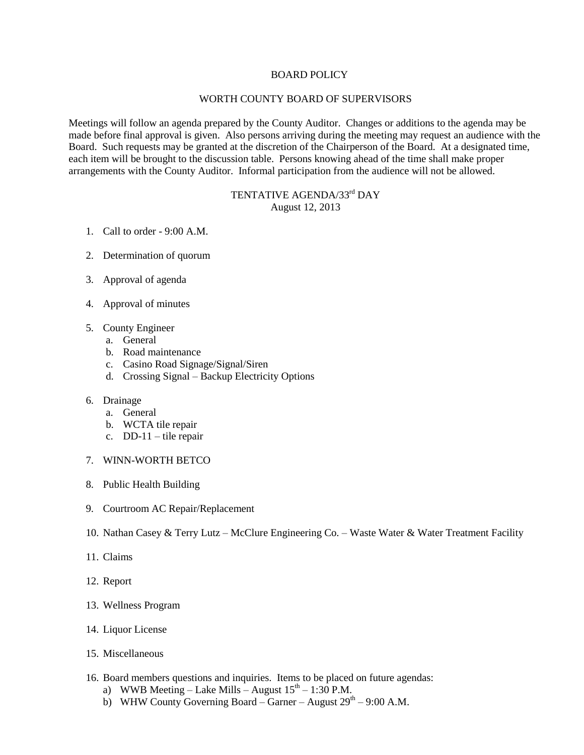# BOARD POLICY

## WORTH COUNTY BOARD OF SUPERVISORS

Meetings will follow an agenda prepared by the County Auditor. Changes or additions to the agenda may be made before final approval is given. Also persons arriving during the meeting may request an audience with the Board. Such requests may be granted at the discretion of the Chairperson of the Board. At a designated time, each item will be brought to the discussion table. Persons knowing ahead of the time shall make proper arrangements with the County Auditor. Informal participation from the audience will not be allowed.

## TENTATIVE AGENDA/33rd DAY
August 12, 2013

1. Call to order - 9:00 A.M.

2. Determination of quorum

3. Approval of agenda

4. Approval of minutes

5. County Engineer
   a. General
   b. Road maintenance
   c. Casino Road Signage/Signal/Siren
   d. Crossing Signal – Backup Electricity Options

6. Drainage
   a. General
   b. WCTA tile repair
   c. DD-11 – tile repair

7. WINN-WORTH BETCO

8. Public Health Building

9. Courtroom AC Repair/Replacement

10. Nathan Casey & Terry Lutz – McClure Engineering Co. – Waste Water & Water Treatment Facility

11. Claims

12. Report

13. Wellness Program

14. Liquor License

15. Miscellaneous

16. Board members questions and inquiries. Items to be placed on future agendas:
    a) WWB Meeting – Lake Mills – August 15th – 1:30 P.M.
    b) WHW County Governing Board – Garner – August 29th – 9:00 A.M.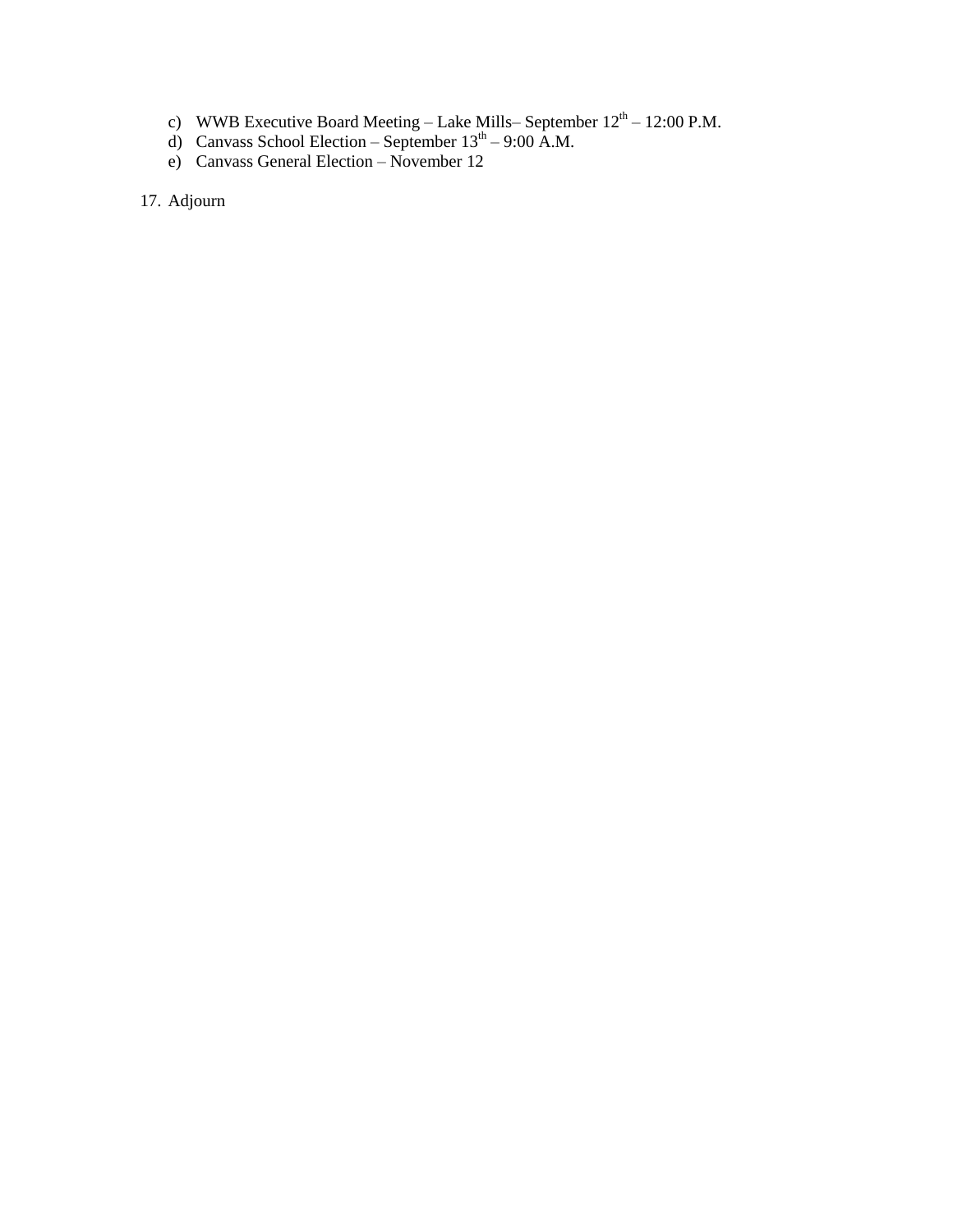c) WWB Executive Board Meeting – Lake Mills– September 12th – 12:00 P.M.
d) Canvass School Election – September 13th – 9:00 A.M.
e) Canvass General Election – November 12

17. Adjourn